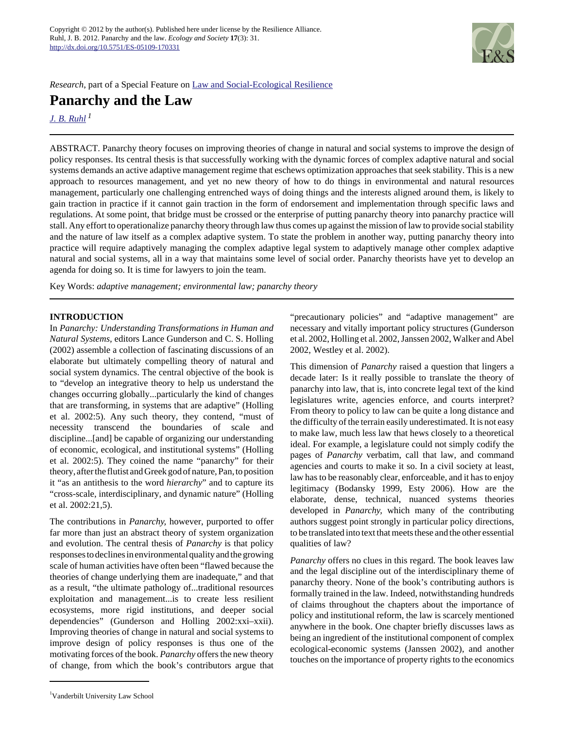Copyright © 2012 by the author(s). Published here under license by the Resilience Alliance.
Ruhl, J. B. 2012. Panarchy and the law. *Ecology and Society* **17**(3): 31.
http://dx.doi.org/10.5751/ES-05109-170331

*Research*, part of a Special Feature on Law and Social-Ecological Resilience

# Panarchy and the Law

J. B. Ruhl [1]

ABSTRACT. Panarchy theory focuses on improving theories of change in natural and social systems to improve the design of policy responses. Its central thesis is that successfully working with the dynamic forces of complex adaptive natural and social systems demands an active adaptive management regime that eschews optimization approaches that seek stability. This is a new approach to resources management, and yet no new theory of how to do things in environmental and natural resources management, particularly one challenging entrenched ways of doing things and the interests aligned around them, is likely to gain traction in practice if it cannot gain traction in the form of endorsement and implementation through specific laws and regulations. At some point, that bridge must be crossed or the enterprise of putting panarchy theory into panarchy practice will stall. Any effort to operationalize panarchy theory through law thus comes up against the mission of law to provide social stability and the nature of law itself as a complex adaptive system. To state the problem in another way, putting panarchy theory into practice will require adaptively managing the complex adaptive legal system to adaptively manage other complex adaptive natural and social systems, all in a way that maintains some level of social order. Panarchy theorists have yet to develop an agenda for doing so. It is time for lawyers to join the team.

Key Words: *adaptive management; environmental law; panarchy theory*

## INTRODUCTION

In *Panarchy: Understanding Transformations in Human and Natural Systems,* editors Lance Gunderson and C. S. Holling (2002) assemble a collection of fascinating discussions of an elaborate but ultimately compelling theory of natural and social system dynamics. The central objective of the book is to "develop an integrative theory to help us understand the changes occurring globally...particularly the kind of changes that are transforming, in systems that are adaptive" (Holling et al. 2002:5). Any such theory, they contend, "must of necessity transcend the boundaries of scale and discipline...[and] be capable of organizing our understanding of economic, ecological, and institutional systems" (Holling et al. 2002:5). They coined the name "panarchy" for their theory, after the flutist and Greek god of nature, Pan, to position it "as an antithesis to the word *hierarchy*" and to capture its "cross-scale, interdisciplinary, and dynamic nature" (Holling et al. 2002:21,5).

The contributions in *Panarchy,* however, purported to offer far more than just an abstract theory of system organization and evolution. The central thesis of *Panarchy* is that policy responses to declines in environmental quality and the growing scale of human activities have often been "flawed because the theories of change underlying them are inadequate," and that as a result, "the ultimate pathology of...traditional resources exploitation and management...is to create less resilient ecosystems, more rigid institutions, and deeper social dependencies" (Gunderson and Holling 2002:xxi–xxii). Improving theories of change in natural and social systems to improve design of policy responses is thus one of the motivating forces of the book. *Panarchy* offers the new theory of change, from which the book's contributors argue that "precautionary policies" and "adaptive management" are necessary and vitally important policy structures (Gunderson et al. 2002, Holling et al. 2002, Janssen 2002, Walker and Abel 2002, Westley et al. 2002).

This dimension of *Panarchy* raised a question that lingers a decade later: Is it really possible to translate the theory of panarchy into law, that is, into concrete legal text of the kind legislatures write, agencies enforce, and courts interpret? From theory to policy to law can be quite a long distance and the difficulty of the terrain easily underestimated. It is not easy to make law, much less law that hews closely to a theoretical ideal. For example, a legislature could not simply codify the pages of *Panarchy* verbatim, call that law, and command agencies and courts to make it so. In a civil society at least, law has to be reasonably clear, enforceable, and it has to enjoy legitimacy (Bodansky 1999, Esty 2006). How are the elaborate, dense, technical, nuanced systems theories developed in *Panarchy,* which many of the contributing authors suggest point strongly in particular policy directions, to be translated into text that meets these and the other essential qualities of law?

*Panarchy* offers no clues in this regard. The book leaves law and the legal discipline out of the interdisciplinary theme of panarchy theory. None of the book's contributing authors is formally trained in the law. Indeed, notwithstanding hundreds of claims throughout the chapters about the importance of policy and institutional reform, the law is scarcely mentioned anywhere in the book. One chapter briefly discusses laws as being an ingredient of the institutional component of complex ecological-economic systems (Janssen 2002), and another touches on the importance of property rights to the economics

[1] Vanderbilt University Law School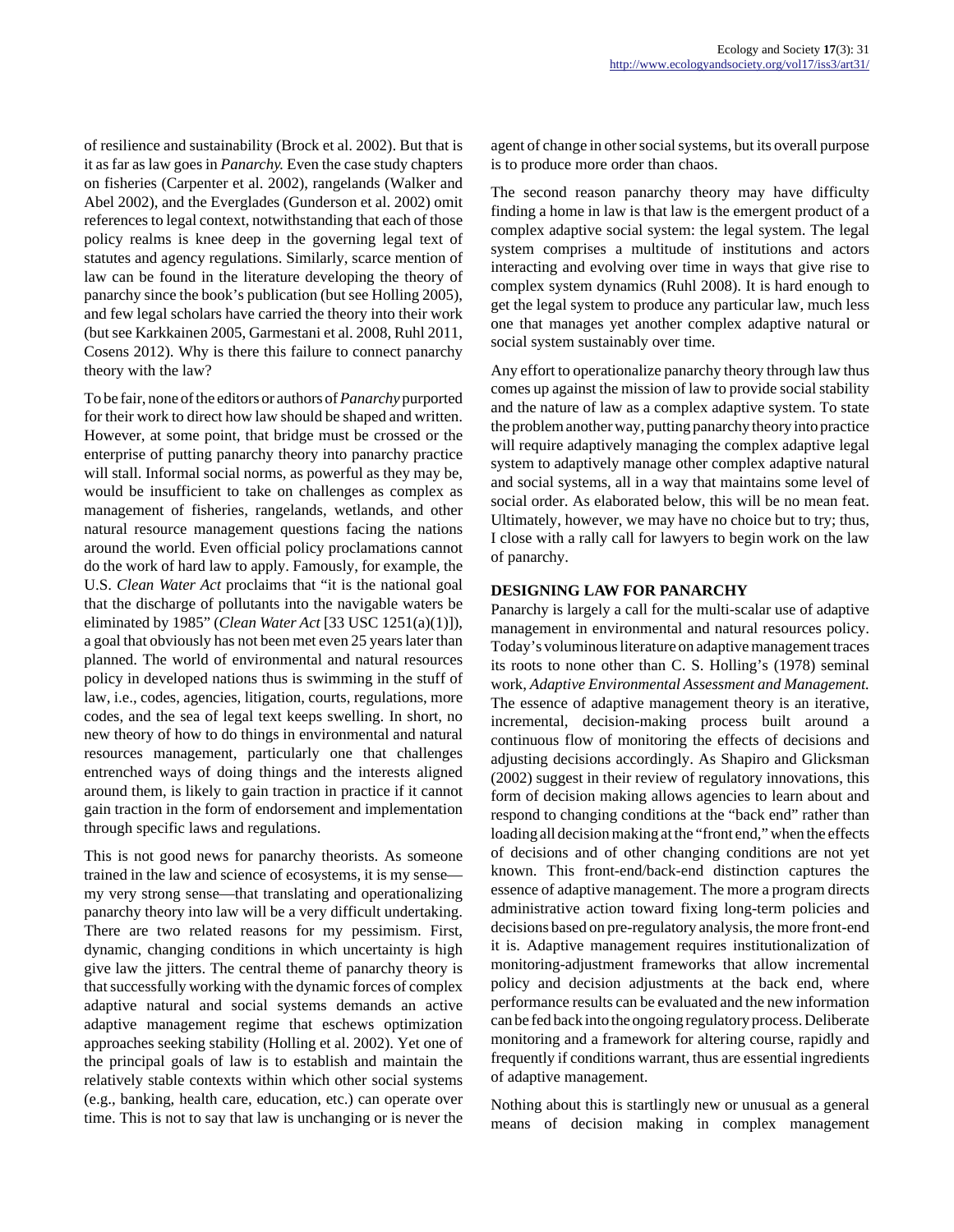of resilience and sustainability (Brock et al. 2002). But that is it as far as law goes in *Panarchy.* Even the case study chapters on fisheries (Carpenter et al. 2002), rangelands (Walker and Abel 2002), and the Everglades (Gunderson et al. 2002) omit references to legal context, notwithstanding that each of those policy realms is knee deep in the governing legal text of statutes and agency regulations. Similarly, scarce mention of law can be found in the literature developing the theory of panarchy since the book's publication (but see Holling 2005), and few legal scholars have carried the theory into their work (but see Karkkainen 2005, Garmestani et al. 2008, Ruhl 2011, Cosens 2012). Why is there this failure to connect panarchy theory with the law?

To be fair, none of the editors or authors of *Panarchy* purported for their work to direct how law should be shaped and written. However, at some point, that bridge must be crossed or the enterprise of putting panarchy theory into panarchy practice will stall. Informal social norms, as powerful as they may be, would be insufficient to take on challenges as complex as management of fisheries, rangelands, wetlands, and other natural resource management questions facing the nations around the world. Even official policy proclamations cannot do the work of hard law to apply. Famously, for example, the U.S. *Clean Water Act* proclaims that "it is the national goal that the discharge of pollutants into the navigable waters be eliminated by 1985" (*Clean Water Act* [33 USC 1251(a)(1)]), a goal that obviously has not been met even 25 years later than planned. The world of environmental and natural resources policy in developed nations thus is swimming in the stuff of law, i.e., codes, agencies, litigation, courts, regulations, more codes, and the sea of legal text keeps swelling. In short, no new theory of how to do things in environmental and natural resources management, particularly one that challenges entrenched ways of doing things and the interests aligned around them, is likely to gain traction in practice if it cannot gain traction in the form of endorsement and implementation through specific laws and regulations.

This is not good news for panarchy theorists. As someone trained in the law and science of ecosystems, it is my sense—my very strong sense—that translating and operationalizing panarchy theory into law will be a very difficult undertaking. There are two related reasons for my pessimism. First, dynamic, changing conditions in which uncertainty is high give law the jitters. The central theme of panarchy theory is that successfully working with the dynamic forces of complex adaptive natural and social systems demands an active adaptive management regime that eschews optimization approaches seeking stability (Holling et al. 2002). Yet one of the principal goals of law is to establish and maintain the relatively stable contexts within which other social systems (e.g., banking, health care, education, etc.) can operate over time. This is not to say that law is unchanging or is never the agent of change in other social systems, but its overall purpose is to produce more order than chaos.

The second reason panarchy theory may have difficulty finding a home in law is that law is the emergent product of a complex adaptive social system: the legal system. The legal system comprises a multitude of institutions and actors interacting and evolving over time in ways that give rise to complex system dynamics (Ruhl 2008). It is hard enough to get the legal system to produce any particular law, much less one that manages yet another complex adaptive natural or social system sustainably over time.

Any effort to operationalize panarchy theory through law thus comes up against the mission of law to provide social stability and the nature of law as a complex adaptive system. To state the problem another way, putting panarchy theory into practice will require adaptively managing the complex adaptive legal system to adaptively manage other complex adaptive natural and social systems, all in a way that maintains some level of social order. As elaborated below, this will be no mean feat. Ultimately, however, we may have no choice but to try; thus, I close with a rally call for lawyers to begin work on the law of panarchy.

## DESIGNING LAW FOR PANARCHY

Panarchy is largely a call for the multi-scalar use of adaptive management in environmental and natural resources policy. Today's voluminous literature on adaptive management traces its roots to none other than C. S. Holling's (1978) seminal work, *Adaptive Environmental Assessment and Management.* The essence of adaptive management theory is an iterative, incremental, decision-making process built around a continuous flow of monitoring the effects of decisions and adjusting decisions accordingly. As Shapiro and Glicksman (2002) suggest in their review of regulatory innovations, this form of decision making allows agencies to learn about and respond to changing conditions at the "back end" rather than loading all decision making at the "front end," when the effects of decisions and of other changing conditions are not yet known. This front-end/back-end distinction captures the essence of adaptive management. The more a program directs administrative action toward fixing long-term policies and decisions based on pre-regulatory analysis, the more front-end it is. Adaptive management requires institutionalization of monitoring-adjustment frameworks that allow incremental policy and decision adjustments at the back end, where performance results can be evaluated and the new information can be fed back into the ongoing regulatory process. Deliberate monitoring and a framework for altering course, rapidly and frequently if conditions warrant, thus are essential ingredients of adaptive management.

Nothing about this is startlingly new or unusual as a general means of decision making in complex management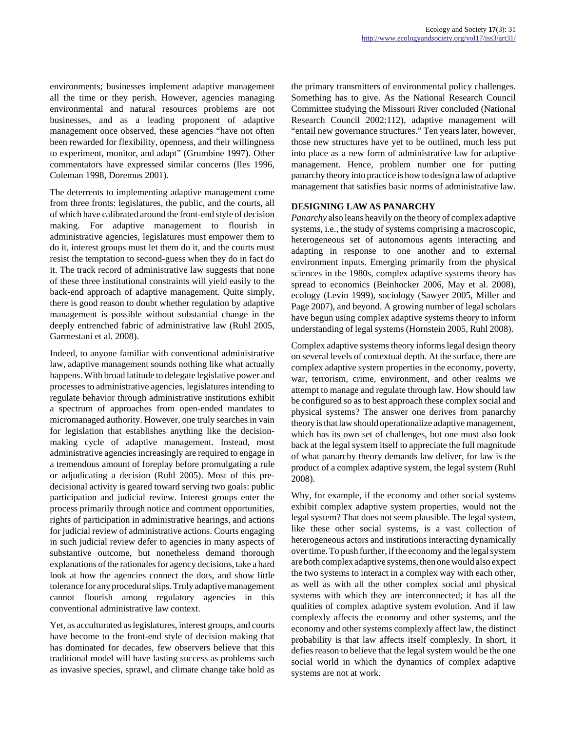environments; businesses implement adaptive management all the time or they perish. However, agencies managing environmental and natural resources problems are not businesses, and as a leading proponent of adaptive management once observed, these agencies "have not often been rewarded for flexibility, openness, and their willingness to experiment, monitor, and adapt" (Grumbine 1997). Other commentators have expressed similar concerns (Iles 1996, Coleman 1998, Doremus 2001).

The deterrents to implementing adaptive management come from three fronts: legislatures, the public, and the courts, all of which have calibrated around the front-end style of decision making. For adaptive management to flourish in administrative agencies, legislatures must empower them to do it, interest groups must let them do it, and the courts must resist the temptation to second-guess when they do in fact do it. The track record of administrative law suggests that none of these three institutional constraints will yield easily to the back-end approach of adaptive management. Quite simply, there is good reason to doubt whether regulation by adaptive management is possible without substantial change in the deeply entrenched fabric of administrative law (Ruhl 2005, Garmestani et al. 2008).

Indeed, to anyone familiar with conventional administrative law, adaptive management sounds nothing like what actually happens. With broad latitude to delegate legislative power and processes to administrative agencies, legislatures intending to regulate behavior through administrative institutions exhibit a spectrum of approaches from open-ended mandates to micromanaged authority. However, one truly searches in vain for legislation that establishes anything like the decision-making cycle of adaptive management. Instead, most administrative agencies increasingly are required to engage in a tremendous amount of foreplay before promulgating a rule or adjudicating a decision (Ruhl 2005). Most of this pre-decisional activity is geared toward serving two goals: public participation and judicial review. Interest groups enter the process primarily through notice and comment opportunities, rights of participation in administrative hearings, and actions for judicial review of administrative actions. Courts engaging in such judicial review defer to agencies in many aspects of substantive outcome, but nonetheless demand thorough explanations of the rationales for agency decisions, take a hard look at how the agencies connect the dots, and show little tolerance for any procedural slips. Truly adaptive management cannot flourish among regulatory agencies in this conventional administrative law context.

Yet, as acculturated as legislatures, interest groups, and courts have become to the front-end style of decision making that has dominated for decades, few observers believe that this traditional model will have lasting success as problems such as invasive species, sprawl, and climate change take hold as the primary transmitters of environmental policy challenges. Something has to give. As the National Research Council Committee studying the Missouri River concluded (National Research Council 2002:112), adaptive management will "entail new governance structures." Ten years later, however, those new structures have yet to be outlined, much less put into place as a new form of administrative law for adaptive management. Hence, problem number one for putting panarchy theory into practice is how to design a law of adaptive management that satisfies basic norms of administrative law.

## DESIGNING LAW AS PANARCHY

*Panarchy* also leans heavily on the theory of complex adaptive systems, i.e., the study of systems comprising a macroscopic, heterogeneous set of autonomous agents interacting and adapting in response to one another and to external environment inputs. Emerging primarily from the physical sciences in the 1980s, complex adaptive systems theory has spread to economics (Beinhocker 2006, May et al. 2008), ecology (Levin 1999), sociology (Sawyer 2005, Miller and Page 2007), and beyond. A growing number of legal scholars have begun using complex adaptive systems theory to inform understanding of legal systems (Hornstein 2005, Ruhl 2008).

Complex adaptive systems theory informs legal design theory on several levels of contextual depth. At the surface, there are complex adaptive system properties in the economy, poverty, war, terrorism, crime, environment, and other realms we attempt to manage and regulate through law. How should law be configured so as to best approach these complex social and physical systems? The answer one derives from panarchy theory is that law should operationalize adaptive management, which has its own set of challenges, but one must also look back at the legal system itself to appreciate the full magnitude of what panarchy theory demands law deliver, for law is the product of a complex adaptive system, the legal system (Ruhl 2008).

Why, for example, if the economy and other social systems exhibit complex adaptive system properties, would not the legal system? That does not seem plausible. The legal system, like these other social systems, is a vast collection of heterogeneous actors and institutions interacting dynamically over time. To push further, if the economy and the legal system are both complex adaptive systems, then one would also expect the two systems to interact in a complex way with each other, as well as with all the other complex social and physical systems with which they are interconnected; it has all the qualities of complex adaptive system evolution. And if law complexly affects the economy and other systems, and the economy and other systems complexly affect law, the distinct probability is that law affects itself complexly. In short, it defies reason to believe that the legal system would be the one social world in which the dynamics of complex adaptive systems are not at work.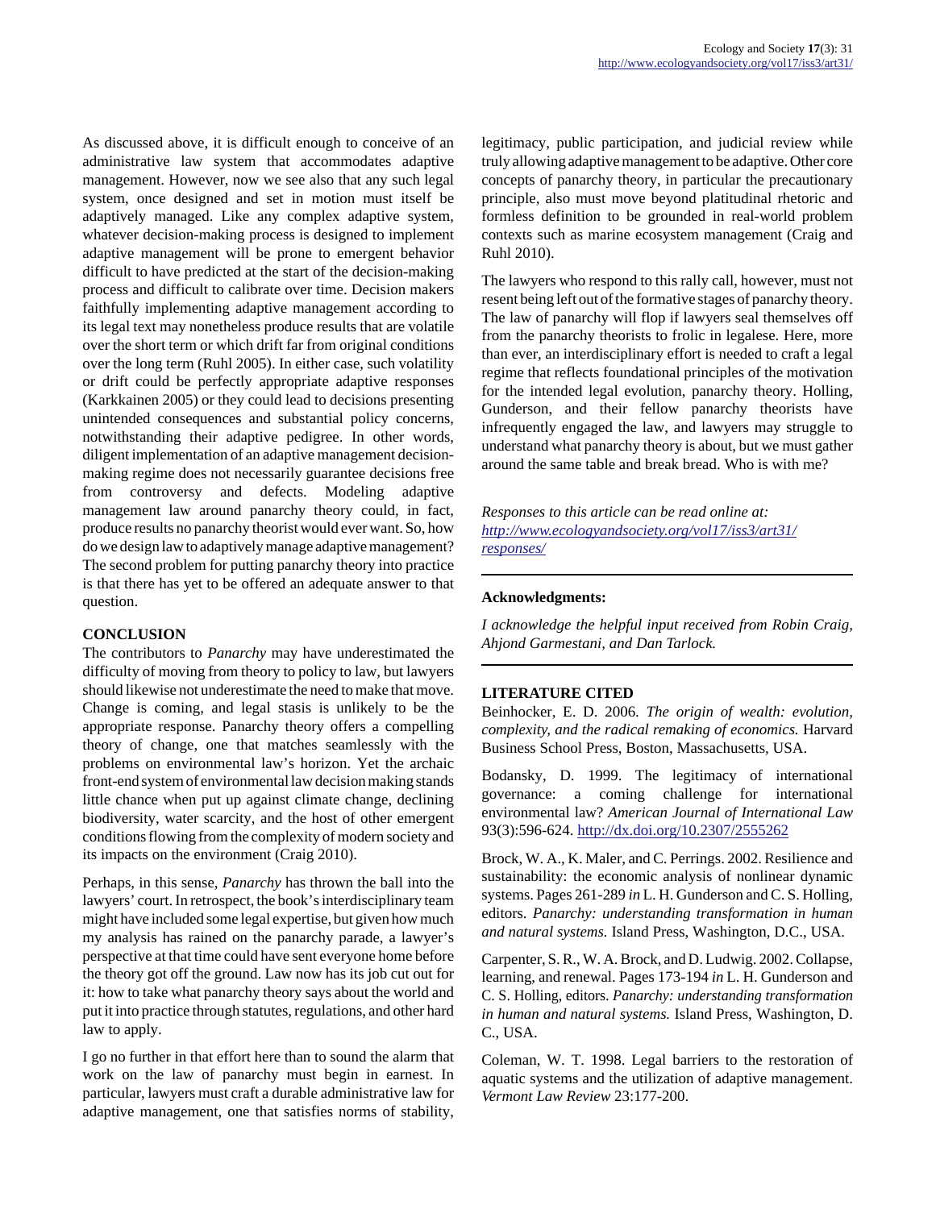As discussed above, it is difficult enough to conceive of an administrative law system that accommodates adaptive management. However, now we see also that any such legal system, once designed and set in motion must itself be adaptively managed. Like any complex adaptive system, whatever decision-making process is designed to implement adaptive management will be prone to emergent behavior difficult to have predicted at the start of the decision-making process and difficult to calibrate over time. Decision makers faithfully implementing adaptive management according to its legal text may nonetheless produce results that are volatile over the short term or which drift far from original conditions over the long term (Ruhl 2005). In either case, such volatility or drift could be perfectly appropriate adaptive responses (Karkkainen 2005) or they could lead to decisions presenting unintended consequences and substantial policy concerns, notwithstanding their adaptive pedigree. In other words, diligent implementation of an adaptive management decision-making regime does not necessarily guarantee decisions free from controversy and defects. Modeling adaptive management law around panarchy theory could, in fact, produce results no panarchy theorist would ever want. So, how do we design law to adaptively manage adaptive management? The second problem for putting panarchy theory into practice is that there has yet to be offered an adequate answer to that question.

## CONCLUSION

The contributors to *Panarchy* may have underestimated the difficulty of moving from theory to policy to law, but lawyers should likewise not underestimate the need to make that move. Change is coming, and legal stasis is unlikely to be the appropriate response. Panarchy theory offers a compelling theory of change, one that matches seamlessly with the problems on environmental law's horizon. Yet the archaic front-end system of environmental law decision making stands little chance when put up against climate change, declining biodiversity, water scarcity, and the host of other emergent conditions flowing from the complexity of modern society and its impacts on the environment (Craig 2010).

Perhaps, in this sense, *Panarchy* has thrown the ball into the lawyers' court. In retrospect, the book's interdisciplinary team might have included some legal expertise, but given how much my analysis has rained on the panarchy parade, a lawyer's perspective at that time could have sent everyone home before the theory got off the ground. Law now has its job cut out for it: how to take what panarchy theory says about the world and put it into practice through statutes, regulations, and other hard law to apply.

I go no further in that effort here than to sound the alarm that work on the law of panarchy must begin in earnest. In particular, lawyers must craft a durable administrative law for adaptive management, one that satisfies norms of stability, legitimacy, public participation, and judicial review while truly allowing adaptive management to be adaptive. Other core concepts of panarchy theory, in particular the precautionary principle, also must move beyond platitudinal rhetoric and formless definition to be grounded in real-world problem contexts such as marine ecosystem management (Craig and Ruhl 2010).

The lawyers who respond to this rally call, however, must not resent being left out of the formative stages of panarchy theory. The law of panarchy will flop if lawyers seal themselves off from the panarchy theorists to frolic in legalese. Here, more than ever, an interdisciplinary effort is needed to craft a legal regime that reflects foundational principles of the motivation for the intended legal evolution, panarchy theory. Holling, Gunderson, and their fellow panarchy theorists have infrequently engaged the law, and lawyers may struggle to understand what panarchy theory is about, but we must gather around the same table and break bread. Who is with me?

*Responses to this article can be read online at:* *http://www.ecologyandsociety.org/vol17/iss3/art31/responses/*

---

**Acknowledgments:**

*I acknowledge the helpful input received from Robin Craig, Ahjond Garmestani, and Dan Tarlock.*

---

## LITERATURE CITED

Beinhocker, E. D. 2006. *The origin of wealth: evolution, complexity, and the radical remaking of economics.* Harvard Business School Press, Boston, Massachusetts, USA.

Bodansky, D. 1999. The legitimacy of international governance: a coming challenge for international environmental law? *American Journal of International Law* 93(3):596-624. http://dx.doi.org/10.2307/2555262

Brock, W. A., K. Maler, and C. Perrings. 2002. Resilience and sustainability: the economic analysis of nonlinear dynamic systems. Pages 261-289 *in* L. H. Gunderson and C. S. Holling, editors. *Panarchy: understanding transformation in human and natural systems.* Island Press, Washington, D.C., USA.

Carpenter, S. R., W. A. Brock, and D. Ludwig. 2002. Collapse, learning, and renewal. Pages 173-194 *in* L. H. Gunderson and C. S. Holling, editors. *Panarchy: understanding transformation in human and natural systems.* Island Press, Washington, D. C., USA.

Coleman, W. T. 1998. Legal barriers to the restoration of aquatic systems and the utilization of adaptive management. *Vermont Law Review* 23:177-200.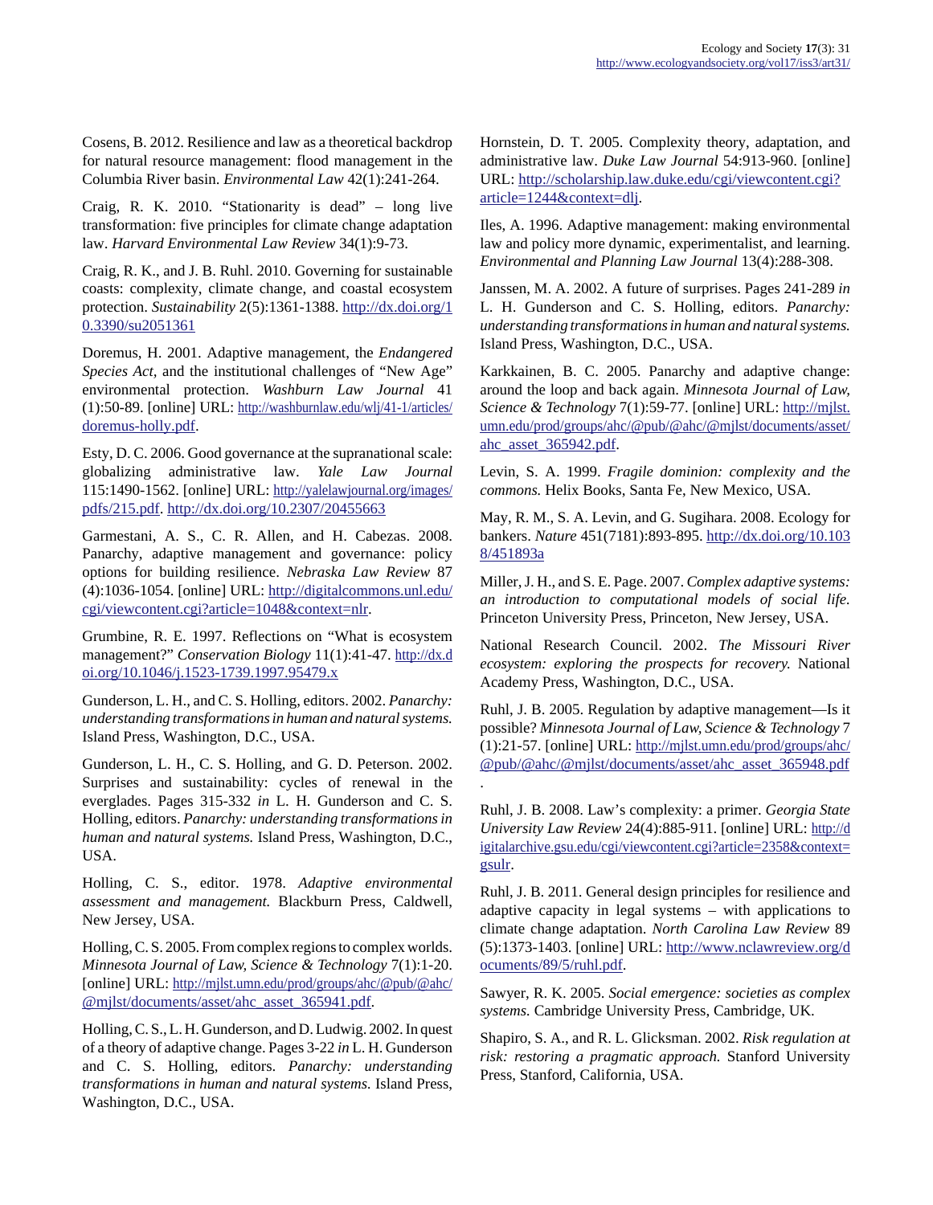Cosens, B. 2012. Resilience and law as a theoretical backdrop for natural resource management: flood management in the Columbia River basin. *Environmental Law* 42(1):241-264.

Craig, R. K. 2010. "Stationarity is dead" – long live transformation: five principles for climate change adaptation law. *Harvard Environmental Law Review* 34(1):9-73.

Craig, R. K., and J. B. Ruhl. 2010. Governing for sustainable coasts: complexity, climate change, and coastal ecosystem protection. *Sustainability* 2(5):1361-1388. http://dx.doi.org/10.3390/su2051361

Doremus, H. 2001. Adaptive management, the *Endangered Species Act*, and the institutional challenges of "New Age" environmental protection. *Washburn Law Journal* 41 (1):50-89. [online] URL: http://washburnlaw.edu/wlj/41-1/articles/doremus-holly.pdf.

Esty, D. C. 2006. Good governance at the supranational scale: globalizing administrative law. *Yale Law Journal* 115:1490-1562. [online] URL: http://yalelawjournal.org/images/pdfs/215.pdf. http://dx.doi.org/10.2307/20455663

Garmestani, A. S., C. R. Allen, and H. Cabezas. 2008. Panarchy, adaptive management and governance: policy options for building resilience. *Nebraska Law Review* 87 (4):1036-1054. [online] URL: http://digitalcommons.unl.edu/cgi/viewcontent.cgi?article=1048&context=nlr.

Grumbine, R. E. 1997. Reflections on "What is ecosystem management?" *Conservation Biology* 11(1):41-47. http://dx.doi.org/10.1046/j.1523-1739.1997.95479.x

Gunderson, L. H., and C. S. Holling, editors. 2002. *Panarchy: understanding transformations in human and natural systems.* Island Press, Washington, D.C., USA.

Gunderson, L. H., C. S. Holling, and G. D. Peterson. 2002. Surprises and sustainability: cycles of renewal in the everglades. Pages 315-332 *in* L. H. Gunderson and C. S. Holling, editors. *Panarchy: understanding transformations in human and natural systems.* Island Press, Washington, D.C., USA.

Holling, C. S., editor. 1978. *Adaptive environmental assessment and management.* Blackburn Press, Caldwell, New Jersey, USA.

Holling, C. S. 2005. From complex regions to complex worlds. *Minnesota Journal of Law, Science & Technology* 7(1):1-20. [online] URL: http://mjlst.umn.edu/prod/groups/ahc/@pub/@ahc/@mjlst/documents/asset/ahc_asset_365941.pdf.

Holling, C. S., L. H. Gunderson, and D. Ludwig. 2002. In quest of a theory of adaptive change. Pages 3-22 *in* L. H. Gunderson and C. S. Holling, editors. *Panarchy: understanding transformations in human and natural systems.* Island Press, Washington, D.C., USA.

Hornstein, D. T. 2005. Complexity theory, adaptation, and administrative law. *Duke Law Journal* 54:913-960. [online] URL: http://scholarship.law.duke.edu/cgi/viewcontent.cgi?article=1244&context=dlj.

Iles, A. 1996. Adaptive management: making environmental law and policy more dynamic, experimentalist, and learning. *Environmental and Planning Law Journal* 13(4):288-308.

Janssen, M. A. 2002. A future of surprises. Pages 241-289 *in* L. H. Gunderson and C. S. Holling, editors. *Panarchy: understanding transformations in human and natural systems.* Island Press, Washington, D.C., USA.

Karkkainen, B. C. 2005. Panarchy and adaptive change: around the loop and back again. *Minnesota Journal of Law, Science & Technology* 7(1):59-77. [online] URL: http://mjlst.umn.edu/prod/groups/ahc/@pub/@ahc/@mjlst/documents/asset/ahc_asset_365942.pdf.

Levin, S. A. 1999. *Fragile dominion: complexity and the commons.* Helix Books, Santa Fe, New Mexico, USA.

May, R. M., S. A. Levin, and G. Sugihara. 2008. Ecology for bankers. *Nature* 451(7181):893-895. http://dx.doi.org/10.1038/451893a

Miller, J. H., and S. E. Page. 2007. *Complex adaptive systems: an introduction to computational models of social life.* Princeton University Press, Princeton, New Jersey, USA.

National Research Council. 2002. *The Missouri River ecosystem: exploring the prospects for recovery.* National Academy Press, Washington, D.C., USA.

Ruhl, J. B. 2005. Regulation by adaptive management—Is it possible? *Minnesota Journal of Law, Science & Technology* 7 (1):21-57. [online] URL: http://mjlst.umn.edu/prod/groups/ahc/@pub/@ahc/@mjlst/documents/asset/ahc_asset_365948.pdf.

Ruhl, J. B. 2008. Law's complexity: a primer. *Georgia State University Law Review* 24(4):885-911. [online] URL: http://digitalarchive.gsu.edu/cgi/viewcontent.cgi?article=2358&context=gsulr.

Ruhl, J. B. 2011. General design principles for resilience and adaptive capacity in legal systems – with applications to climate change adaptation. *North Carolina Law Review* 89 (5):1373-1403. [online] URL: http://www.nclawreview.org/documents/89/5/ruhl.pdf.

Sawyer, R. K. 2005. *Social emergence: societies as complex systems.* Cambridge University Press, Cambridge, UK.

Shapiro, S. A., and R. L. Glicksman. 2002. *Risk regulation at risk: restoring a pragmatic approach.* Stanford University Press, Stanford, California, USA.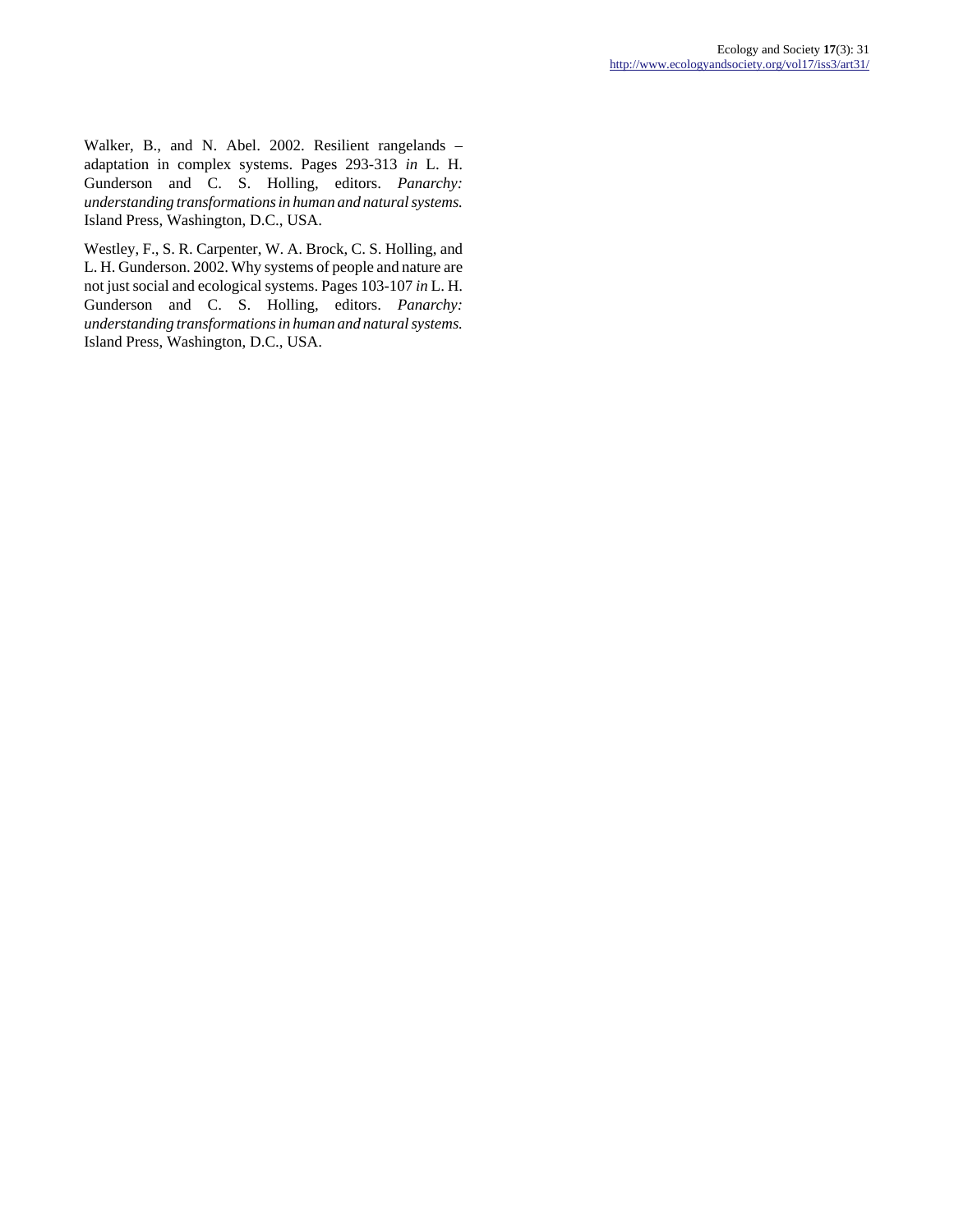Walker, B., and N. Abel. 2002. Resilient rangelands – adaptation in complex systems. Pages 293-313 *in* L. H. Gunderson and C. S. Holling, editors. *Panarchy: understanding transformations in human and natural systems.* Island Press, Washington, D.C., USA.

Westley, F., S. R. Carpenter, W. A. Brock, C. S. Holling, and L. H. Gunderson. 2002. Why systems of people and nature are not just social and ecological systems. Pages 103-107 *in* L. H. Gunderson and C. S. Holling, editors. *Panarchy: understanding transformations in human and natural systems.* Island Press, Washington, D.C., USA.